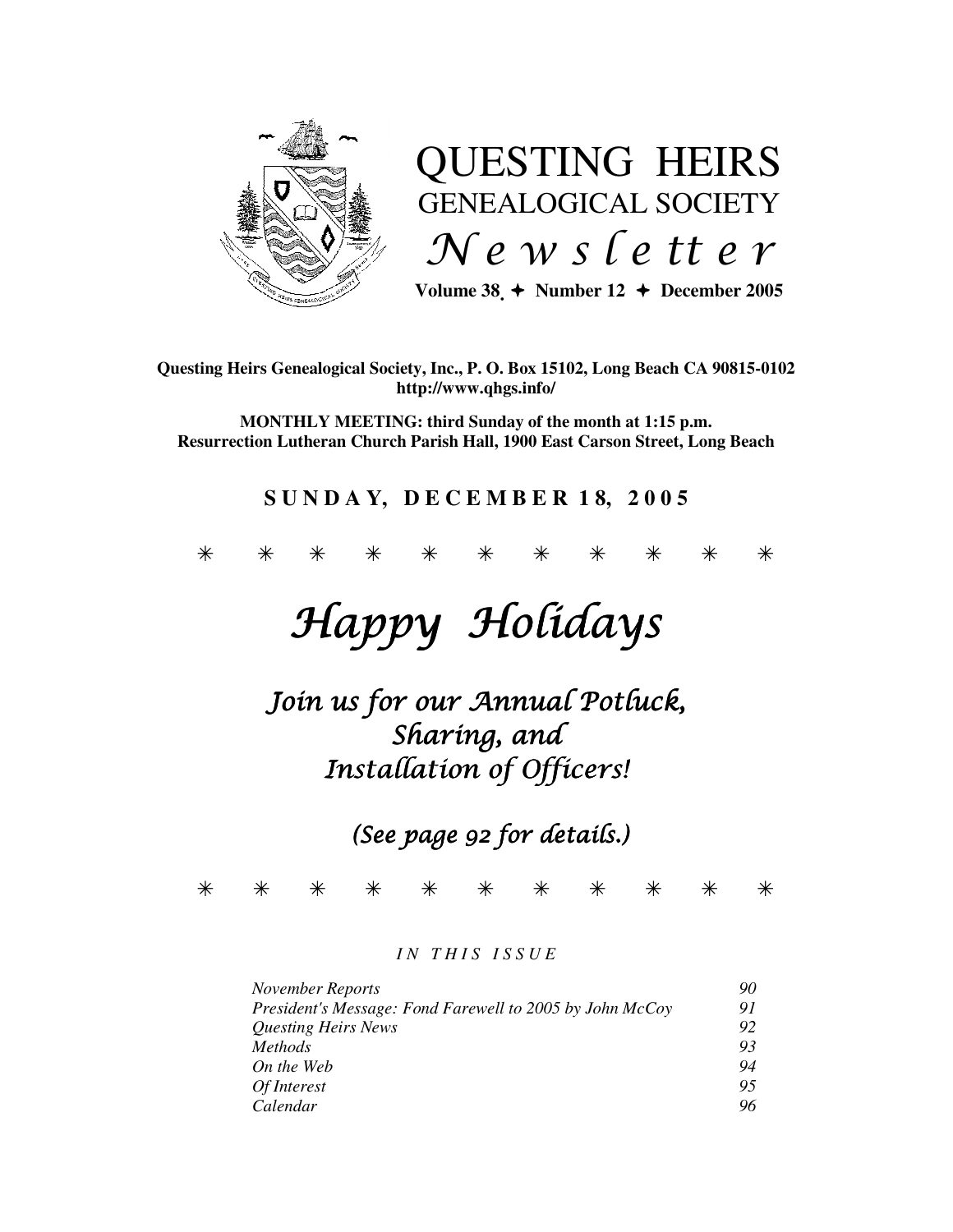# QUESTING HEIRS GENEALOGICAL SOCIETY *Newsletter*

**Volume 38 ✦ Number 12 ✦ December 2005**

**Questing Heirs Genealogical Society, Inc., P. O. Box 15102, Long Beach CA 90815-0102**
**http://www.qhgs.info/**

**MONTHLY MEETING: third Sunday of the month at 1:15 p.m.**
**Resurrection Lutheran Church Parish Hall, 1900 East Carson Street, Long Beach**

**SUNDAY, DECEMBER 18, 2005**

\* \* \* \* \* \* \* \* \* \* \*

# *Happy Holidays*

## *Join us for our Annual Potluck, Sharing, and Installation of Officers!*

*(See page 92 for details.)*

\* \* \* \* \* \* \* \* \* \* \*

*IN THIS ISSUE*

| | |
|---|---|
| *November Reports* | *90* |
| *President's Message: Fond Farewell to 2005 by John McCoy* | *91* |
| *Questing Heirs News* | *92* |
| *Methods* | *93* |
| *On the Web* | *94* |
| *Of Interest* | *95* |
| *Calendar* | *96* |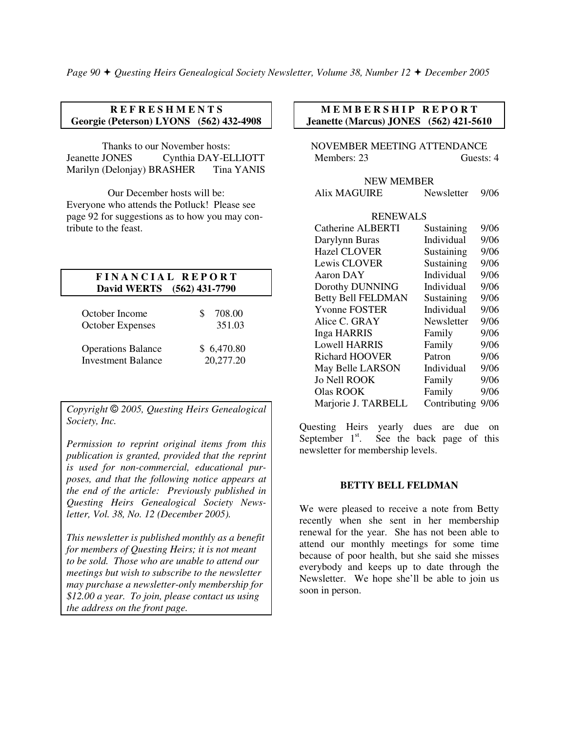## REFRESHMENTS

**Georgie (Peterson) LYONS (562) 432-4908**

Thanks to our November hosts:
Jeanette JONES   Cynthia DAY-ELLIOTT
Marilyn (Delonjay) BRASHER   Tina YANIS

Our December hosts will be:
Everyone who attends the Potluck! Please see page 92 for suggestions as to how you may contribute to the feast.

## FINANCIAL REPORT

**David WERTS (562) 431-7790**

| | |
|---|---|
| October Income | $ 708.00 |
| October Expenses | 351.03 |
| Operations Balance | $ 6,470.80 |
| Investment Balance | 20,277.20 |

*Copyright © 2005, Questing Heirs Genealogical Society, Inc.*

*Permission to reprint original items from this publication is granted, provided that the reprint is used for non-commercial, educational purposes, and that the following notice appears at the end of the article: Previously published in Questing Heirs Genealogical Society Newsletter, Vol. 38, No. 12 (December 2005).*

*This newsletter is published monthly as a benefit for members of Questing Heirs; it is not meant to be sold. Those who are unable to attend our meetings but wish to subscribe to the newsletter may purchase a newsletter-only membership for $12.00 a year. To join, please contact us using the address on the front page.*

## MEMBERSHIP REPORT

**Jeanette (Marcus) JONES (562) 421-5610**

NOVEMBER MEETING ATTENDANCE
Members: 23   Guests: 4

NEW MEMBER

| | | |
|---|---|---|
| Alix MAGUIRE | Newsletter | 9/06 |

RENEWALS

| | | |
|---|---|---|
| Catherine ALBERTI | Sustaining | 9/06 |
| Darylynn Buras | Individual | 9/06 |
| Hazel CLOVER | Sustaining | 9/06 |
| Lewis CLOVER | Sustaining | 9/06 |
| Aaron DAY | Individual | 9/06 |
| Dorothy DUNNING | Individual | 9/06 |
| Betty Bell FELDMAN | Sustaining | 9/06 |
| Yvonne FOSTER | Individual | 9/06 |
| Alice C. GRAY | Newsletter | 9/06 |
| Inga HARRIS | Family | 9/06 |
| Lowell HARRIS | Family | 9/06 |
| Richard HOOVER | Patron | 9/06 |
| May Belle LARSON | Individual | 9/06 |
| Jo Nell ROOK | Family | 9/06 |
| Olas ROOK | Family | 9/06 |
| Marjorie J. TARBELL | Contributing | 9/06 |

Questing Heirs yearly dues are due on September 1st. See the back page of this newsletter for membership levels.

### BETTY BELL FELDMAN

We were pleased to receive a note from Betty recently when she sent in her membership renewal for the year. She has not been able to attend our monthly meetings for some time because of poor health, but she said she misses everybody and keeps up to date through the Newsletter. We hope she'll be able to join us soon in person.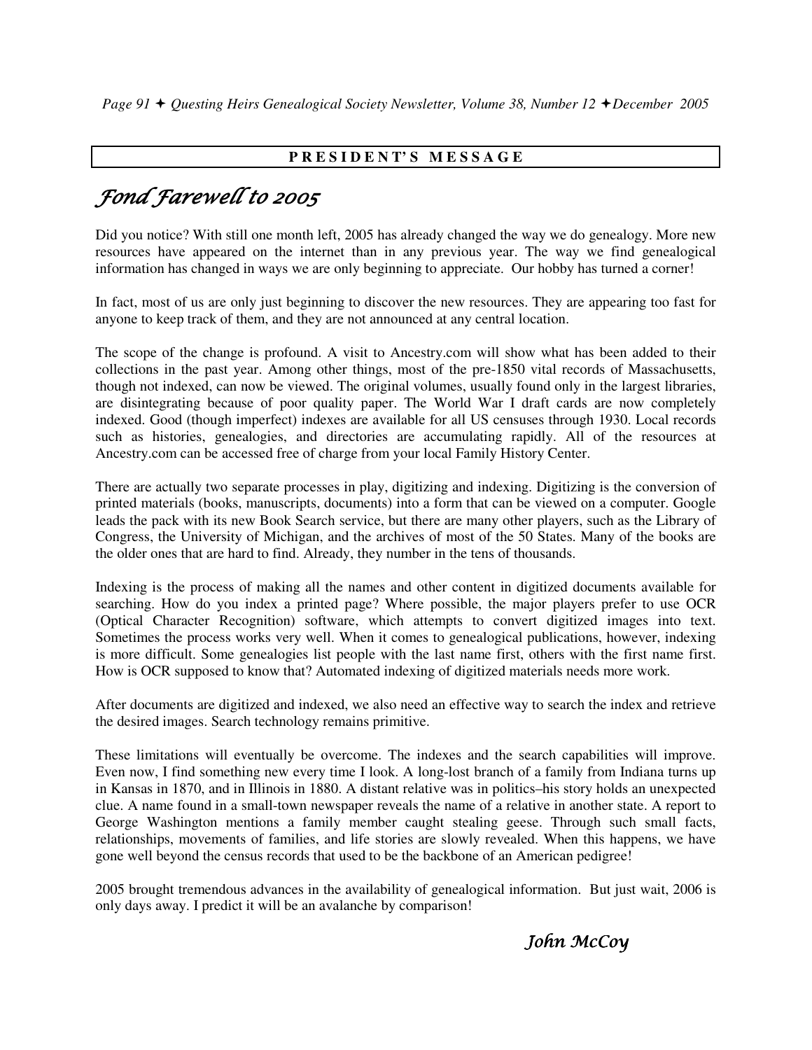## PRESIDENT'S MESSAGE

# *Fond Farewell to 2005*

Did you notice? With still one month left, 2005 has already changed the way we do genealogy. More new resources have appeared on the internet than in any previous year. The way we find genealogical information has changed in ways we are only beginning to appreciate. Our hobby has turned a corner!

In fact, most of us are only just beginning to discover the new resources. They are appearing too fast for anyone to keep track of them, and they are not announced at any central location.

The scope of the change is profound. A visit to Ancestry.com will show what has been added to their collections in the past year. Among other things, most of the pre-1850 vital records of Massachusetts, though not indexed, can now be viewed. The original volumes, usually found only in the largest libraries, are disintegrating because of poor quality paper. The World War I draft cards are now completely indexed. Good (though imperfect) indexes are available for all US censuses through 1930. Local records such as histories, genealogies, and directories are accumulating rapidly. All of the resources at Ancestry.com can be accessed free of charge from your local Family History Center.

There are actually two separate processes in play, digitizing and indexing. Digitizing is the conversion of printed materials (books, manuscripts, documents) into a form that can be viewed on a computer. Google leads the pack with its new Book Search service, but there are many other players, such as the Library of Congress, the University of Michigan, and the archives of most of the 50 States. Many of the books are the older ones that are hard to find. Already, they number in the tens of thousands.

Indexing is the process of making all the names and other content in digitized documents available for searching. How do you index a printed page? Where possible, the major players prefer to use OCR (Optical Character Recognition) software, which attempts to convert digitized images into text. Sometimes the process works very well. When it comes to genealogical publications, however, indexing is more difficult. Some genealogies list people with the last name first, others with the first name first. How is OCR supposed to know that? Automated indexing of digitized materials needs more work.

After documents are digitized and indexed, we also need an effective way to search the index and retrieve the desired images. Search technology remains primitive.

These limitations will eventually be overcome. The indexes and the search capabilities will improve. Even now, I find something new every time I look. A long-lost branch of a family from Indiana turns up in Kansas in 1870, and in Illinois in 1880. A distant relative was in politics–his story holds an unexpected clue. A name found in a small-town newspaper reveals the name of a relative in another state. A report to George Washington mentions a family member caught stealing geese. Through such small facts, relationships, movements of families, and life stories are slowly revealed. When this happens, we have gone well beyond the census records that used to be the backbone of an American pedigree!

2005 brought tremendous advances in the availability of genealogical information. But just wait, 2006 is only days away. I predict it will be an avalanche by comparison!

*John McCoy*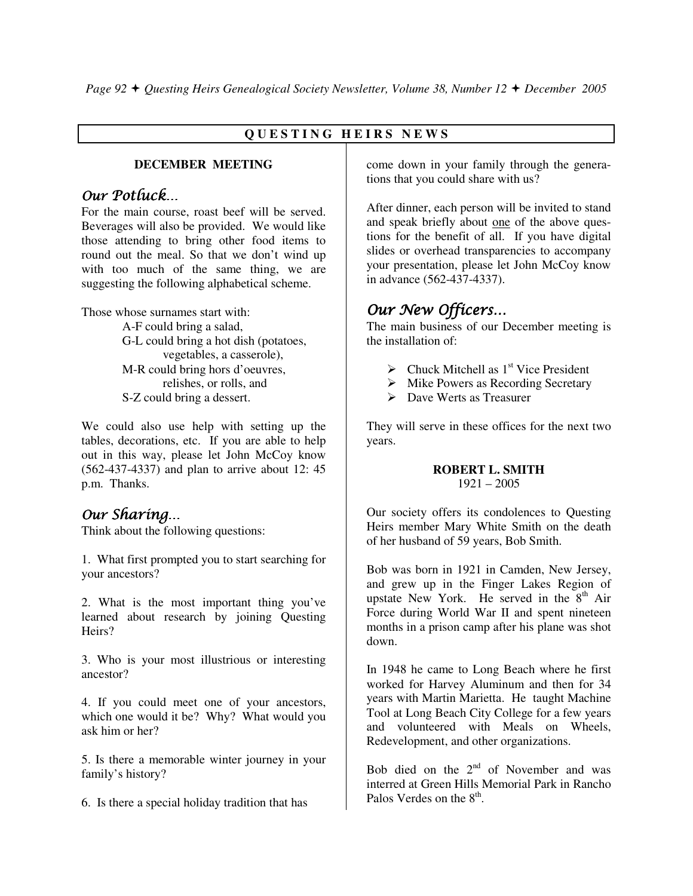## QUESTING HEIRS NEWS

### DECEMBER MEETING

### *Our Potluck…*

For the main course, roast beef will be served. Beverages will also be provided. We would like those attending to bring other food items to round out the meal. So that we don't wind up with too much of the same thing, we are suggesting the following alphabetical scheme.

Those whose surnames start with:

- A-F could bring a salad,
- G-L could bring a hot dish (potatoes, vegetables, a casserole),
- M-R could bring hors d'oeuvres, relishes, or rolls, and
- S-Z could bring a dessert.

We could also use help with setting up the tables, decorations, etc. If you are able to help out in this way, please let John McCoy know (562-437-4337) and plan to arrive about 12: 45 p.m. Thanks.

### *Our Sharing…*

Think about the following questions:

1. What first prompted you to start searching for your ancestors?

2. What is the most important thing you've learned about research by joining Questing Heirs?

3. Who is your most illustrious or interesting ancestor?

4. If you could meet one of your ancestors, which one would it be? Why? What would you ask him or her?

5. Is there a memorable winter journey in your family's history?

6. Is there a special holiday tradition that has come down in your family through the generations that you could share with us?

After dinner, each person will be invited to stand and speak briefly about <u>one</u> of the above questions for the benefit of all. If you have digital slides or overhead transparencies to accompany your presentation, please let John McCoy know in advance (562-437-4337).

### *Our New Officers…*

The main business of our December meeting is the installation of:

- Chuck Mitchell as 1st Vice President
- Mike Powers as Recording Secretary
- Dave Werts as Treasurer

They will serve in these offices for the next two years.

### ROBERT L. SMITH
1921 – 2005

Our society offers its condolences to Questing Heirs member Mary White Smith on the death of her husband of 59 years, Bob Smith.

Bob was born in 1921 in Camden, New Jersey, and grew up in the Finger Lakes Region of upstate New York. He served in the 8th Air Force during World War II and spent nineteen months in a prison camp after his plane was shot down.

In 1948 he came to Long Beach where he first worked for Harvey Aluminum and then for 34 years with Martin Marietta. He taught Machine Tool at Long Beach City College for a few years and volunteered with Meals on Wheels, Redevelopment, and other organizations.

Bob died on the 2nd of November and was interred at Green Hills Memorial Park in Rancho Palos Verdes on the 8th.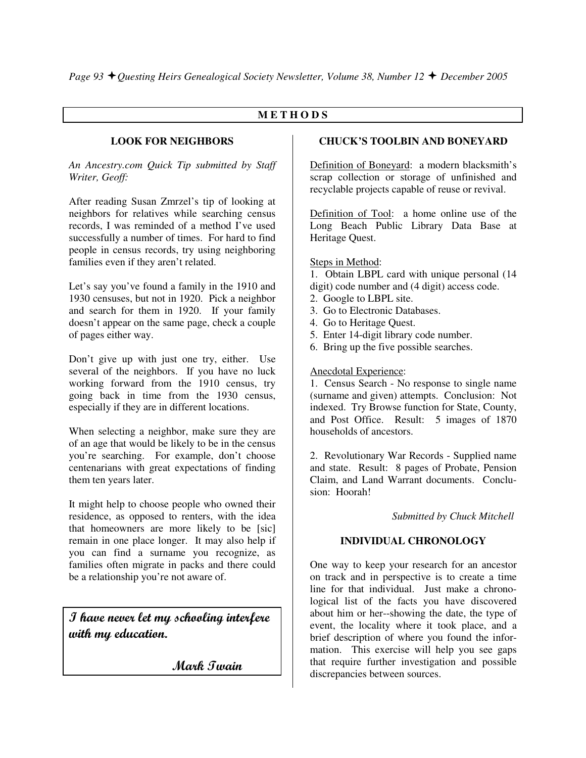## METHODS

### LOOK FOR NEIGHBORS

*An Ancestry.com Quick Tip submitted by Staff Writer, Geoff:*

After reading Susan Zmrzel's tip of looking at neighbors for relatives while searching census records, I was reminded of a method I've used successfully a number of times. For hard to find people in census records, try using neighboring families even if they aren't related.

Let's say you've found a family in the 1910 and 1930 censuses, but not in 1920. Pick a neighbor and search for them in 1920. If your family doesn't appear on the same page, check a couple of pages either way.

Don't give up with just one try, either. Use several of the neighbors. If you have no luck working forward from the 1910 census, try going back in time from the 1930 census, especially if they are in different locations.

When selecting a neighbor, make sure they are of an age that would be likely to be in the census you're searching. For example, don't choose centenarians with great expectations of finding them ten years later.

It might help to choose people who owned their residence, as opposed to renters, with the idea that homeowners are more likely to be [sic] remain in one place longer. It may also help if you can find a surname you recognize, as families often migrate in packs and there could be a relationship you're not aware of.

> **I have never let my schooling interfere with my education.**
>
> **Mark Twain**

### CHUCK'S TOOLBIN AND BONEYARD

Definition of Boneyard: a modern blacksmith's scrap collection or storage of unfinished and recyclable projects capable of reuse or revival.

Definition of Tool: a home online use of the Long Beach Public Library Data Base at Heritage Quest.

Steps in Method:

1. Obtain LBPL card with unique personal (14 digit) code number and (4 digit) access code.
2. Google to LBPL site.
3. Go to Electronic Databases.
4. Go to Heritage Quest.
5. Enter 14-digit library code number.
6. Bring up the five possible searches.

Anecdotal Experience:

1. Census Search - No response to single name (surname and given) attempts. Conclusion: Not indexed. Try Browse function for State, County, and Post Office. Result: 5 images of 1870 households of ancestors.

2. Revolutionary War Records - Supplied name and state. Result: 8 pages of Probate, Pension Claim, and Land Warrant documents. Conclusion: Hoorah!

*Submitted by Chuck Mitchell*

### INDIVIDUAL CHRONOLOGY

One way to keep your research for an ancestor on track and in perspective is to create a time line for that individual. Just make a chronological list of the facts you have discovered about him or her--showing the date, the type of event, the locality where it took place, and a brief description of where you found the information. This exercise will help you see gaps that require further investigation and possible discrepancies between sources.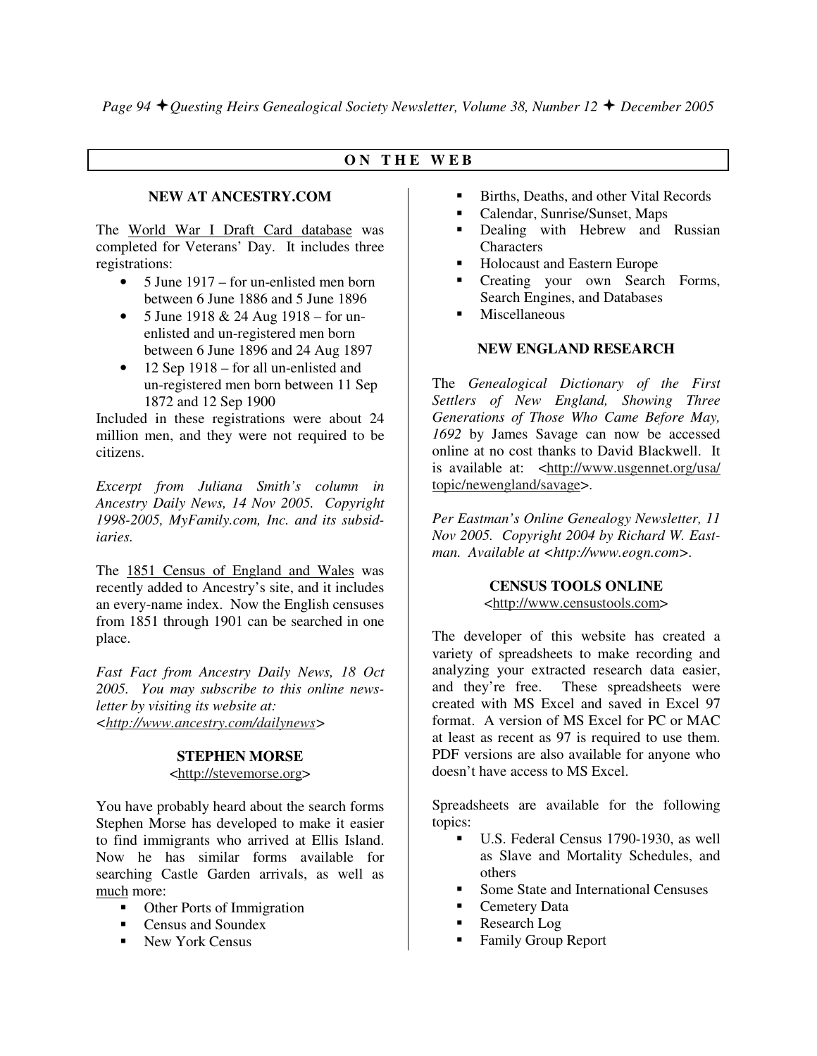## ON THE WEB

### NEW AT ANCESTRY.COM

The World War I Draft Card database was completed for Veterans' Day. It includes three registrations:

- 5 June 1917 – for un-enlisted men born between 6 June 1886 and 5 June 1896
- 5 June 1918 & 24 Aug 1918 – for un-enlisted and un-registered men born between 6 June 1896 and 24 Aug 1897
- 12 Sep 1918 – for all un-enlisted and un-registered men born between 11 Sep 1872 and 12 Sep 1900

Included in these registrations were about 24 million men, and they were not required to be citizens.

*Excerpt from Juliana Smith's column in Ancestry Daily News, 14 Nov 2005. Copyright 1998-2005, MyFamily.com, Inc. and its subsidiaries.*

The 1851 Census of England and Wales was recently added to Ancestry's site, and it includes an every-name index. Now the English censuses from 1851 through 1901 can be searched in one place.

*Fast Fact from Ancestry Daily News, 18 Oct 2005. You may subscribe to this online newsletter by visiting its website at: <http://www.ancestry.com/dailynews>*

### STEPHEN MORSE
<http://stevemorse.org>

You have probably heard about the search forms Stephen Morse has developed to make it easier to find immigrants who arrived at Ellis Island. Now he has similar forms available for searching Castle Garden arrivals, as well as much more:

- Other Ports of Immigration
- Census and Soundex
- New York Census
- Births, Deaths, and other Vital Records
- Calendar, Sunrise/Sunset, Maps
- Dealing with Hebrew and Russian Characters
- Holocaust and Eastern Europe
- Creating your own Search Forms, Search Engines, and Databases
- Miscellaneous

### NEW ENGLAND RESEARCH

The *Genealogical Dictionary of the First Settlers of New England, Showing Three Generations of Those Who Came Before May, 1692* by James Savage can now be accessed online at no cost thanks to David Blackwell. It is available at: <http://www.usgennet.org/usa/topic/newengland/savage>.

*Per Eastman's Online Genealogy Newsletter, 11 Nov 2005. Copyright 2004 by Richard W. Eastman. Available at <http://www.eogn.com>.*

### CENSUS TOOLS ONLINE
<http://www.censustools.com>

The developer of this website has created a variety of spreadsheets to make recording and analyzing your extracted research data easier, and they're free. These spreadsheets were created with MS Excel and saved in Excel 97 format. A version of MS Excel for PC or MAC at least as recent as 97 is required to use them. PDF versions are also available for anyone who doesn't have access to MS Excel.

Spreadsheets are available for the following topics:

- U.S. Federal Census 1790-1930, as well as Slave and Mortality Schedules, and others
- Some State and International Censuses
- Cemetery Data
- Research Log
- Family Group Report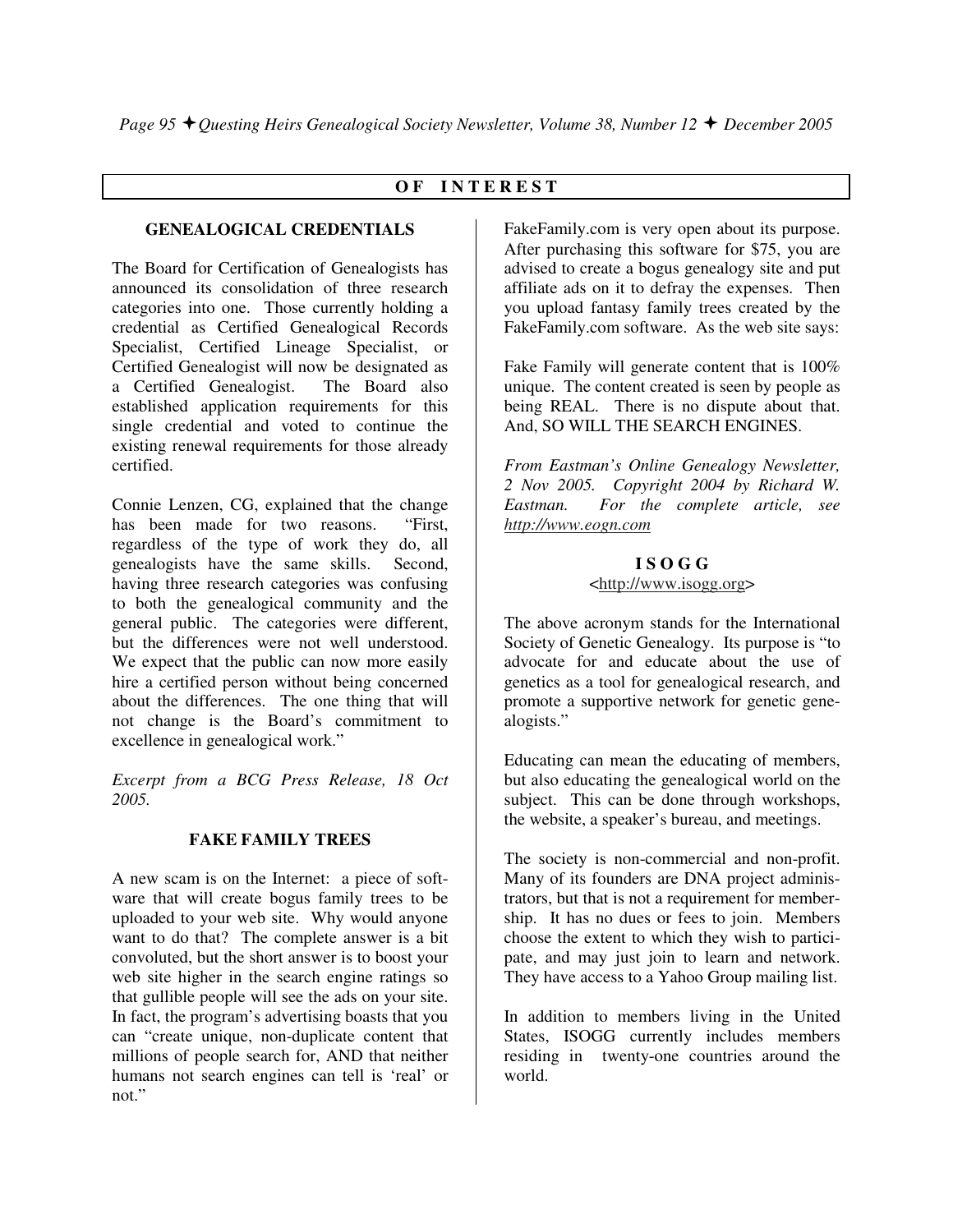## OF INTEREST

### GENEALOGICAL CREDENTIALS

The Board for Certification of Genealogists has announced its consolidation of three research categories into one. Those currently holding a credential as Certified Genealogical Records Specialist, Certified Lineage Specialist, or Certified Genealogist will now be designated as a Certified Genealogist. The Board also established application requirements for this single credential and voted to continue the existing renewal requirements for those already certified.

Connie Lenzen, CG, explained that the change has been made for two reasons. "First, regardless of the type of work they do, all genealogists have the same skills. Second, having three research categories was confusing to both the genealogical community and the general public. The categories were different, but the differences were not well understood. We expect that the public can now more easily hire a certified person without being concerned about the differences. The one thing that will not change is the Board's commitment to excellence in genealogical work."

*Excerpt from a BCG Press Release, 18 Oct 2005.*

### FAKE FAMILY TREES

A new scam is on the Internet: a piece of software that will create bogus family trees to be uploaded to your web site. Why would anyone want to do that? The complete answer is a bit convoluted, but the short answer is to boost your web site higher in the search engine ratings so that gullible people will see the ads on your site. In fact, the program's advertising boasts that you can "create unique, non-duplicate content that millions of people search for, AND that neither humans not search engines can tell is 'real' or not."

FakeFamily.com is very open about its purpose. After purchasing this software for $75, you are advised to create a bogus genealogy site and put affiliate ads on it to defray the expenses. Then you upload fantasy family trees created by the FakeFamily.com software. As the web site says:

Fake Family will generate content that is 100% unique. The content created is seen by people as being REAL. There is no dispute about that. And, SO WILL THE SEARCH ENGINES.

*From Eastman's Online Genealogy Newsletter, 2 Nov 2005. Copyright 2004 by Richard W. Eastman. For the complete article, see http://www.eogn.com*

### ISOGG
<http://www.isogg.org>

The above acronym stands for the International Society of Genetic Genealogy. Its purpose is "to advocate for and educate about the use of genetics as a tool for genealogical research, and promote a supportive network for genetic genealogists."

Educating can mean the educating of members, but also educating the genealogical world on the subject. This can be done through workshops, the website, a speaker's bureau, and meetings.

The society is non-commercial and non-profit. Many of its founders are DNA project administrators, but that is not a requirement for membership. It has no dues or fees to join. Members choose the extent to which they wish to participate, and may just join to learn and network. They have access to a Yahoo Group mailing list.

In addition to members living in the United States, ISOGG currently includes members residing in twenty-one countries around the world.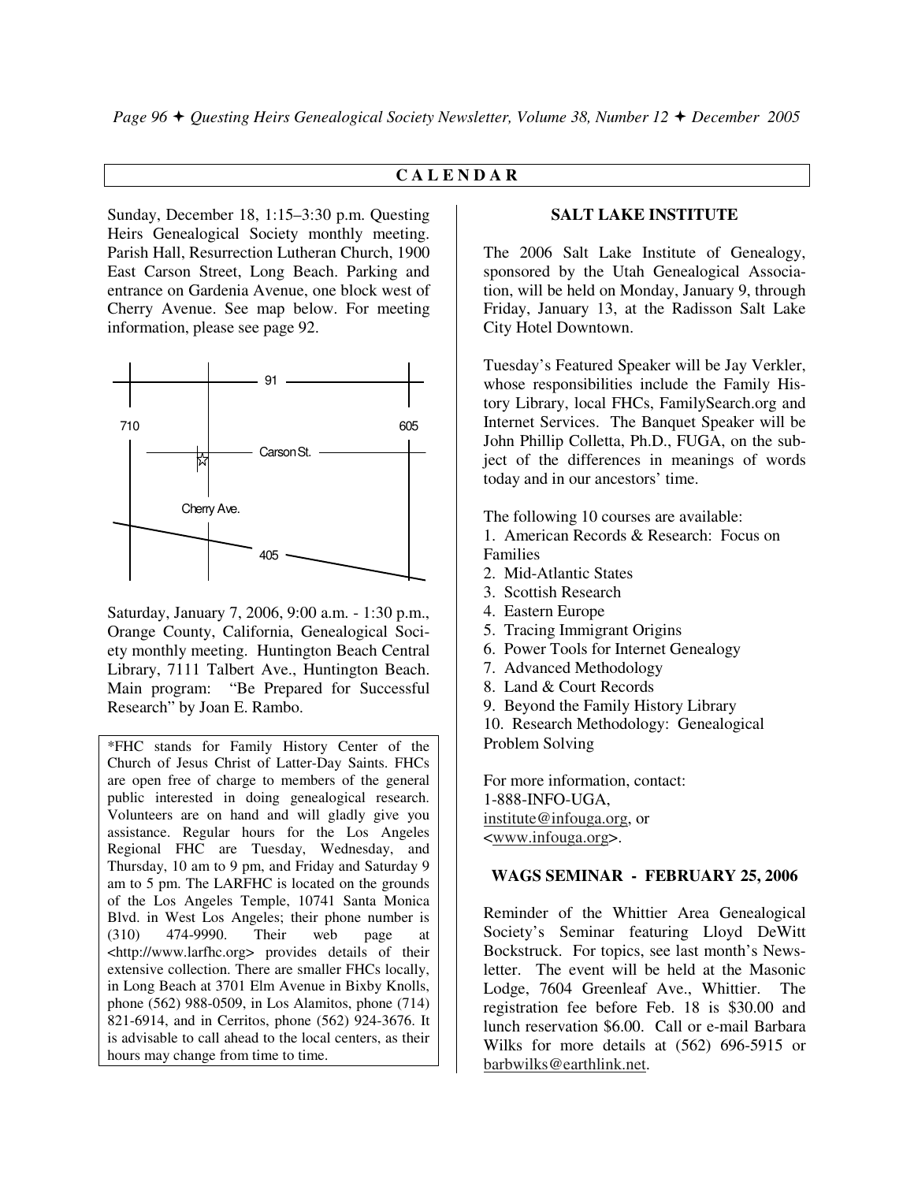## CALENDAR

Sunday, December 18, 1:15–3:30 p.m. Questing Heirs Genealogical Society monthly meeting. Parish Hall, Resurrection Lutheran Church, 1900 East Carson Street, Long Beach. Parking and entrance on Gardenia Avenue, one block west of Cherry Avenue. See map below. For meeting information, please see page 92.

91
710
605
Carson St.
Cherry Ave.
405

Saturday, January 7, 2006, 9:00 a.m. - 1:30 p.m., Orange County, California, Genealogical Society monthly meeting. Huntington Beach Central Library, 7111 Talbert Ave., Huntington Beach. Main program: "Be Prepared for Successful Research" by Joan E. Rambo.

*FHC stands for Family History Center of the Church of Jesus Christ of Latter-Day Saints. FHCs are open free of charge to members of the general public interested in doing genealogical research. Volunteers are on hand and will gladly give you assistance. Regular hours for the Los Angeles Regional FHC are Tuesday, Wednesday, and Thursday, 10 am to 9 pm, and Friday and Saturday 9 am to 5 pm. The LARFHC is located on the grounds of the Los Angeles Temple, 10741 Santa Monica Blvd. in West Los Angeles; their phone number is (310) 474-9990. Their web page at <http://www.larfhc.org> provides details of their extensive collection. There are smaller FHCs locally, in Long Beach at 3701 Elm Avenue in Bixby Knolls, phone (562) 988-0509, in Los Alamitos, phone (714) 821-6914, and in Cerritos, phone (562) 924-3676. It is advisable to call ahead to the local centers, as their hours may change from time to time.

### SALT LAKE INSTITUTE

The 2006 Salt Lake Institute of Genealogy, sponsored by the Utah Genealogical Association, will be held on Monday, January 9, through Friday, January 13, at the Radisson Salt Lake City Hotel Downtown.

Tuesday's Featured Speaker will be Jay Verkler, whose responsibilities include the Family History Library, local FHCs, FamilySearch.org and Internet Services. The Banquet Speaker will be John Phillip Colletta, Ph.D., FUGA, on the subject of the differences in meanings of words today and in our ancestors' time.

The following 10 courses are available:

1. American Records & Research: Focus on Families
2. Mid-Atlantic States
3. Scottish Research
4. Eastern Europe
5. Tracing Immigrant Origins
6. Power Tools for Internet Genealogy
7. Advanced Methodology
8. Land & Court Records
9. Beyond the Family History Library
10. Research Methodology: Genealogical Problem Solving

For more information, contact:
1-888-INFO-UGA,
institute@infouga.org, or
<www.infouga.org>.

### WAGS SEMINAR - FEBRUARY 25, 2006

Reminder of the Whittier Area Genealogical Society's Seminar featuring Lloyd DeWitt Bockstruck. For topics, see last month's Newsletter. The event will be held at the Masonic Lodge, 7604 Greenleaf Ave., Whittier. The registration fee before Feb. 18 is $30.00 and lunch reservation $6.00. Call or e-mail Barbara Wilks for more details at (562) 696-5915 or barbwilks@earthlink.net.